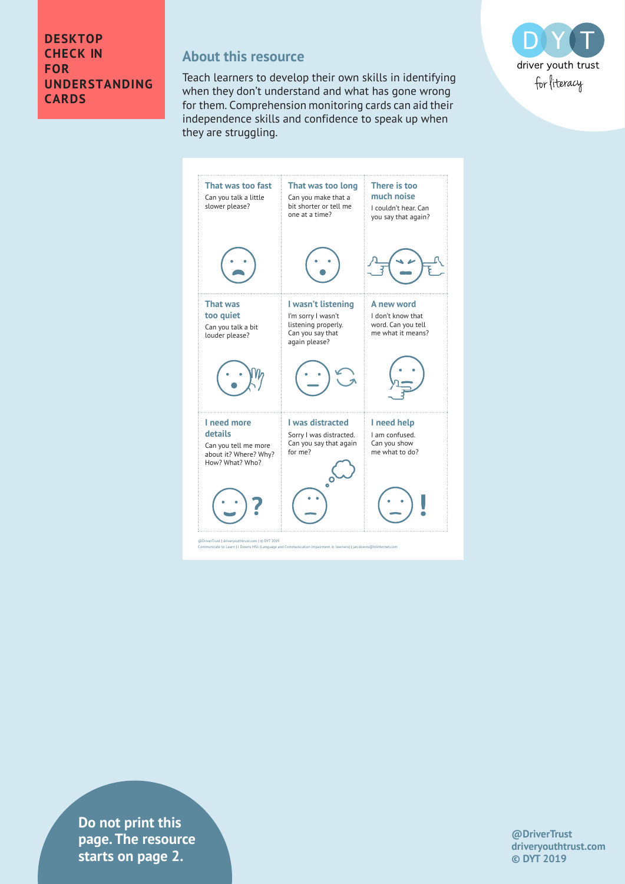# DESKTOP CHECK IN FOR UNDERSTANDING CARDS

## About this resource

Teach learners to develop their own skills in identifying when they don't understand and what has gone wrong for them. Comprehension monitoring cards can aid their independence skills and confidence to speak up when they are struggling.

driver youth trust for literacy

| | | |
|---|---|---|
| **That was too fast** Can you talk a little slower please? | **That was too long** Can you make that a bit shorter or tell me one at a time? | **There is too much noise** I couldn't hear. Can you say that again? |
| **That was too quiet** Can you talk a bit louder please? | **I wasn't listening** I'm sorry I wasn't listening properly. Can you say that again please? | **A new word** I don't know that word. Can you tell me what it means? |
| **I need more details** Can you tell me more about it? Where? Why? How? What? Who? | **I was distracted** Sorry I was distracted. Can you say that again for me? | **I need help** I am confused. Can you show me what to do? |

@DriverTrust | driveryouthtrust.com | © DYT 2019
Communicate to Learn | J Downs MSc (Language and Communication Impairment in learners) | jan.downs@btinternet.com

**Do not print this page. The resource starts on page 2.**

@DriverTrust
driveryouthtrust.com
© DYT 2019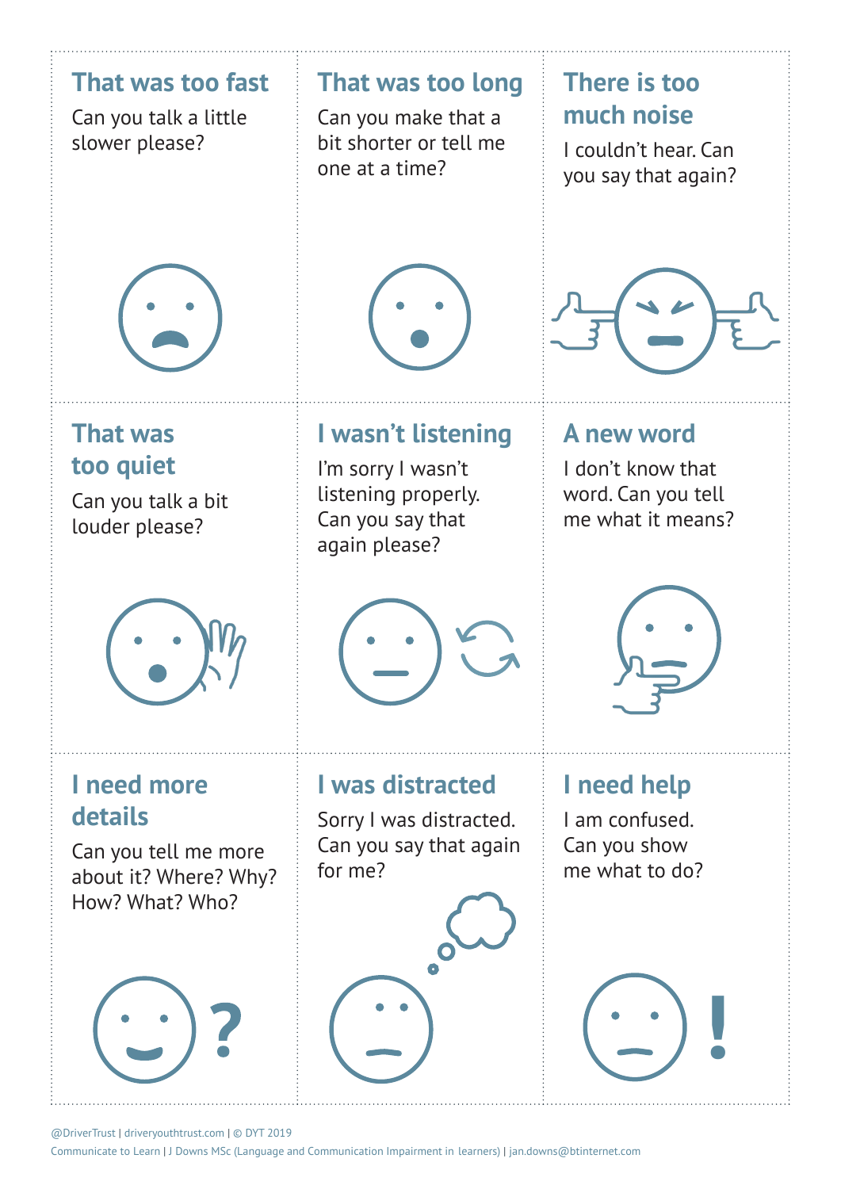## That was too fast

Can you talk a little slower please?

## That was too long

Can you make that a bit shorter or tell me one at a time?

## There is too much noise

I couldn't hear. Can you say that again?

## That was too quiet

Can you talk a bit louder please?

## I wasn't listening

I'm sorry I wasn't listening properly. Can you say that again please?

## A new word

I don't know that word. Can you tell me what it means?

## I need more details

Can you tell me more about it? Where? Why? How? What? Who?

## I was distracted

Sorry I was distracted. Can you say that again for me?

## I need help

I am confused. Can you show me what to do?

@DriverTrust | driveryouthtrust.com | © DYT 2019

Communicate to Learn | J Downs MSc (Language and Communication Impairment in learners) | jan.downs@btinternet.com